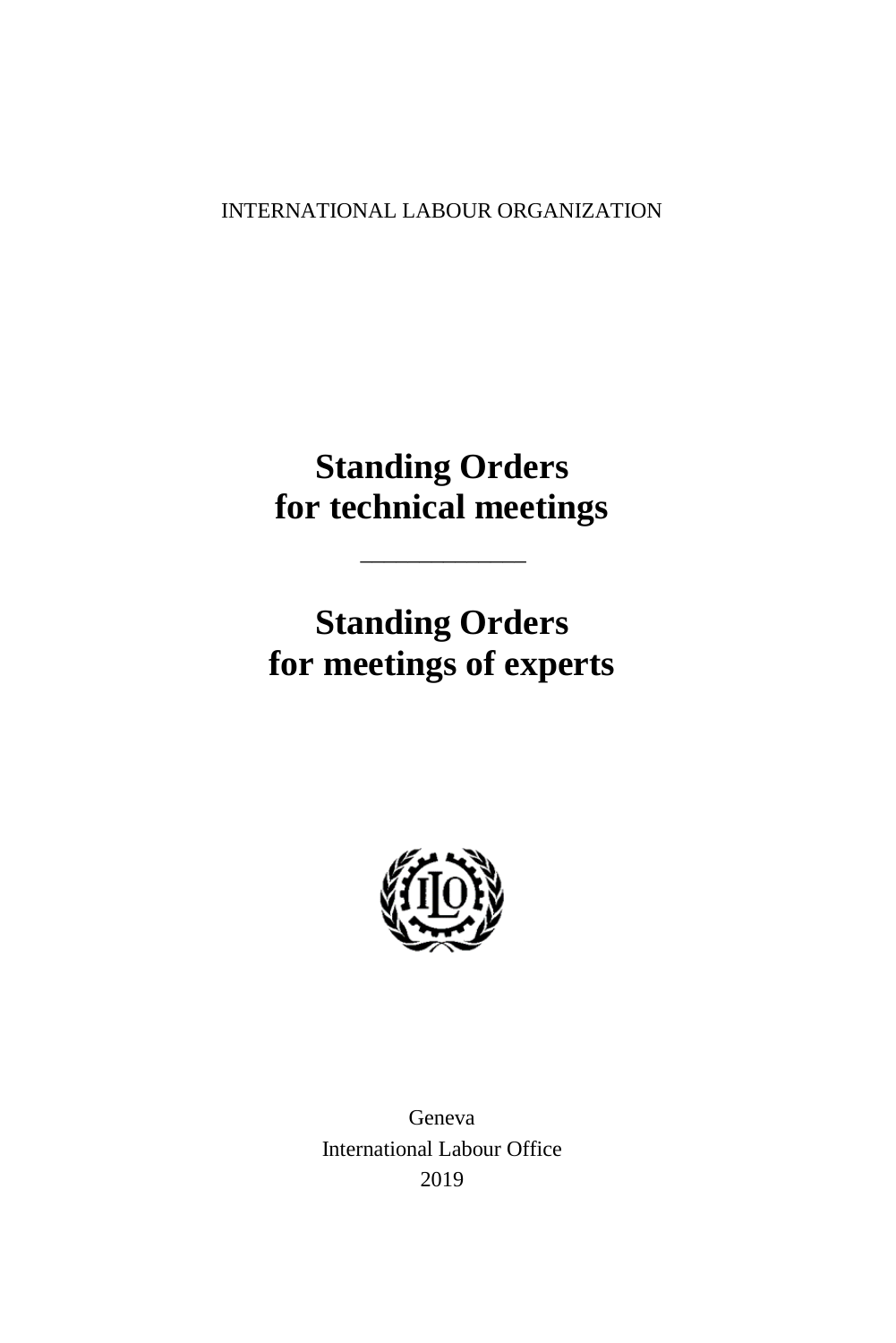INTERNATIONAL LABOUR ORGANIZATION

# Standing Orders for technical meetings

---

# Standing Orders for meetings of experts

Geneva
International Labour Office
2019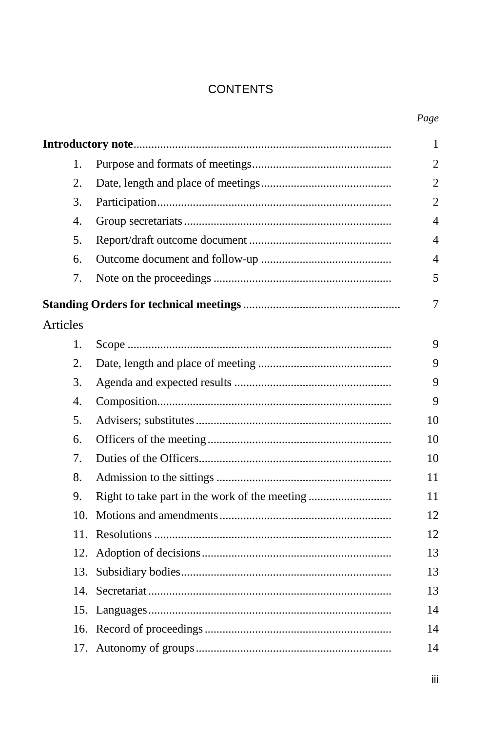# CONTENTS

| | | *Page* |
|---|---|---|
| **Introductory note** | | 1 |
| 1. | Purpose and formats of meetings | 2 |
| 2. | Date, length and place of meetings | 2 |
| 3. | Participation | 2 |
| 4. | Group secretariats | 4 |
| 5. | Report/draft outcome document | 4 |
| 6. | Outcome document and follow-up | 4 |
| 7. | Note on the proceedings | 5 |
| **Standing Orders for technical meetings** | | 7 |
| Articles | | |
| 1. | Scope | 9 |
| 2. | Date, length and place of meeting | 9 |
| 3. | Agenda and expected results | 9 |
| 4. | Composition | 9 |
| 5. | Advisers; substitutes | 10 |
| 6. | Officers of the meeting | 10 |
| 7. | Duties of the Officers | 10 |
| 8. | Admission to the sittings | 11 |
| 9. | Right to take part in the work of the meeting | 11 |
| 10. | Motions and amendments | 12 |
| 11. | Resolutions | 12 |
| 12. | Adoption of decisions | 13 |
| 13. | Subsidiary bodies | 13 |
| 14. | Secretariat | 13 |
| 15. | Languages | 14 |
| 16. | Record of proceedings | 14 |
| 17. | Autonomy of groups | 14 |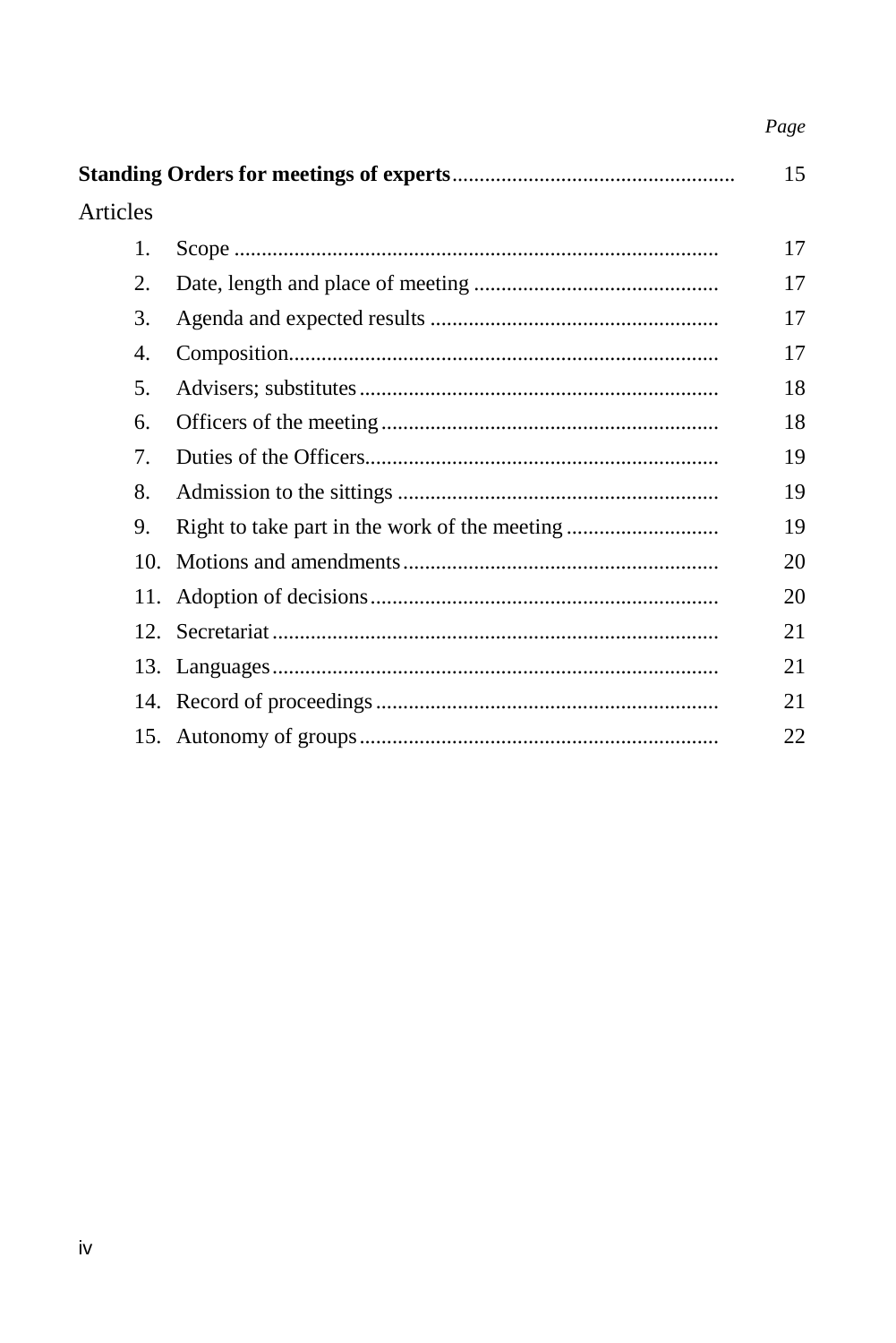| | Page |
|---|---|
| **Standing Orders for meetings of experts** | 15 |
| Articles | |
| 1. Scope | 17 |
| 2. Date, length and place of meeting | 17 |
| 3. Agenda and expected results | 17 |
| 4. Composition | 17 |
| 5. Advisers; substitutes | 18 |
| 6. Officers of the meeting | 18 |
| 7. Duties of the Officers | 19 |
| 8. Admission to the sittings | 19 |
| 9. Right to take part in the work of the meeting | 19 |
| 10. Motions and amendments | 20 |
| 11. Adoption of decisions | 20 |
| 12. Secretariat | 21 |
| 13. Languages | 21 |
| 14. Record of proceedings | 21 |
| 15. Autonomy of groups | 22 |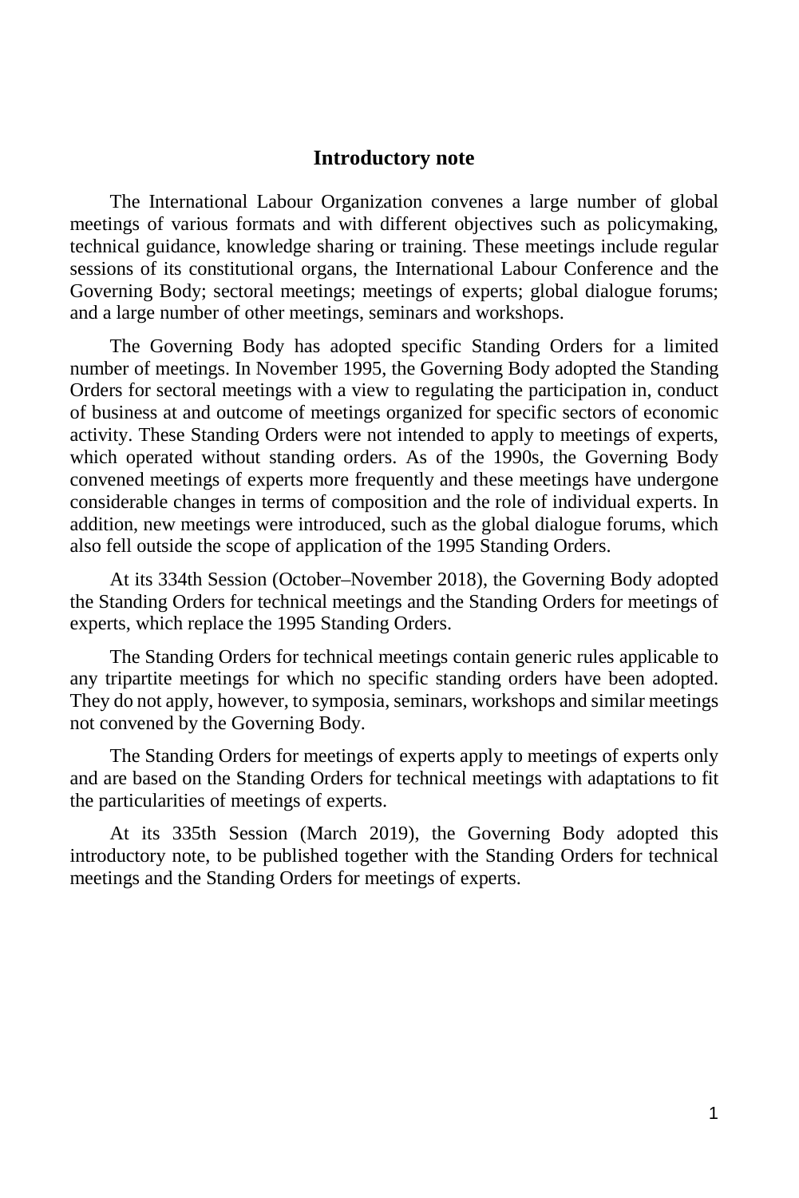# Introductory note

The International Labour Organization convenes a large number of global meetings of various formats and with different objectives such as policymaking, technical guidance, knowledge sharing or training. These meetings include regular sessions of its constitutional organs, the International Labour Conference and the Governing Body; sectoral meetings; meetings of experts; global dialogue forums; and a large number of other meetings, seminars and workshops.

The Governing Body has adopted specific Standing Orders for a limited number of meetings. In November 1995, the Governing Body adopted the Standing Orders for sectoral meetings with a view to regulating the participation in, conduct of business at and outcome of meetings organized for specific sectors of economic activity. These Standing Orders were not intended to apply to meetings of experts, which operated without standing orders. As of the 1990s, the Governing Body convened meetings of experts more frequently and these meetings have undergone considerable changes in terms of composition and the role of individual experts. In addition, new meetings were introduced, such as the global dialogue forums, which also fell outside the scope of application of the 1995 Standing Orders.

At its 334th Session (October–November 2018), the Governing Body adopted the Standing Orders for technical meetings and the Standing Orders for meetings of experts, which replace the 1995 Standing Orders.

The Standing Orders for technical meetings contain generic rules applicable to any tripartite meetings for which no specific standing orders have been adopted. They do not apply, however, to symposia, seminars, workshops and similar meetings not convened by the Governing Body.

The Standing Orders for meetings of experts apply to meetings of experts only and are based on the Standing Orders for technical meetings with adaptations to fit the particularities of meetings of experts.

At its 335th Session (March 2019), the Governing Body adopted this introductory note, to be published together with the Standing Orders for technical meetings and the Standing Orders for meetings of experts.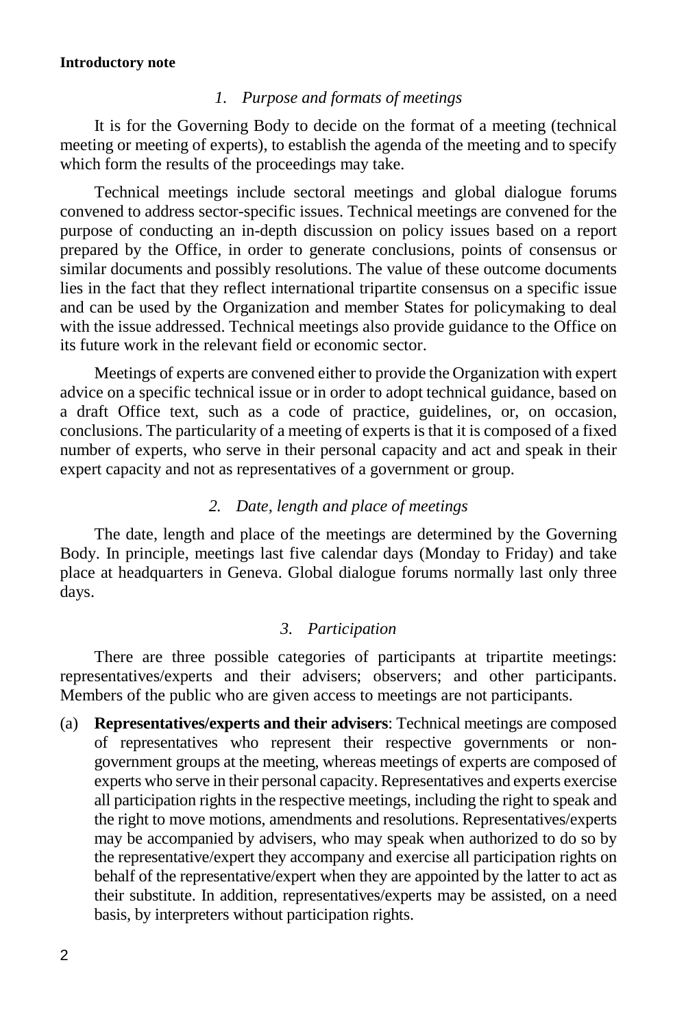**Introductory note**

*1. Purpose and formats of meetings*

It is for the Governing Body to decide on the format of a meeting (technical meeting or meeting of experts), to establish the agenda of the meeting and to specify which form the results of the proceedings may take.

Technical meetings include sectoral meetings and global dialogue forums convened to address sector-specific issues. Technical meetings are convened for the purpose of conducting an in-depth discussion on policy issues based on a report prepared by the Office, in order to generate conclusions, points of consensus or similar documents and possibly resolutions. The value of these outcome documents lies in the fact that they reflect international tripartite consensus on a specific issue and can be used by the Organization and member States for policymaking to deal with the issue addressed. Technical meetings also provide guidance to the Office on its future work in the relevant field or economic sector.

Meetings of experts are convened either to provide the Organization with expert advice on a specific technical issue or in order to adopt technical guidance, based on a draft Office text, such as a code of practice, guidelines, or, on occasion, conclusions. The particularity of a meeting of experts is that it is composed of a fixed number of experts, who serve in their personal capacity and act and speak in their expert capacity and not as representatives of a government or group.

*2. Date, length and place of meetings*

The date, length and place of the meetings are determined by the Governing Body. In principle, meetings last five calendar days (Monday to Friday) and take place at headquarters in Geneva. Global dialogue forums normally last only three days.

*3. Participation*

There are three possible categories of participants at tripartite meetings: representatives/experts and their advisers; observers; and other participants. Members of the public who are given access to meetings are not participants.

(a) **Representatives/experts and their advisers**: Technical meetings are composed of representatives who represent their respective governments or non-government groups at the meeting, whereas meetings of experts are composed of experts who serve in their personal capacity. Representatives and experts exercise all participation rights in the respective meetings, including the right to speak and the right to move motions, amendments and resolutions. Representatives/experts may be accompanied by advisers, who may speak when authorized to do so by the representative/expert they accompany and exercise all participation rights on behalf of the representative/expert when they are appointed by the latter to act as their substitute. In addition, representatives/experts may be assisted, on a need basis, by interpreters without participation rights.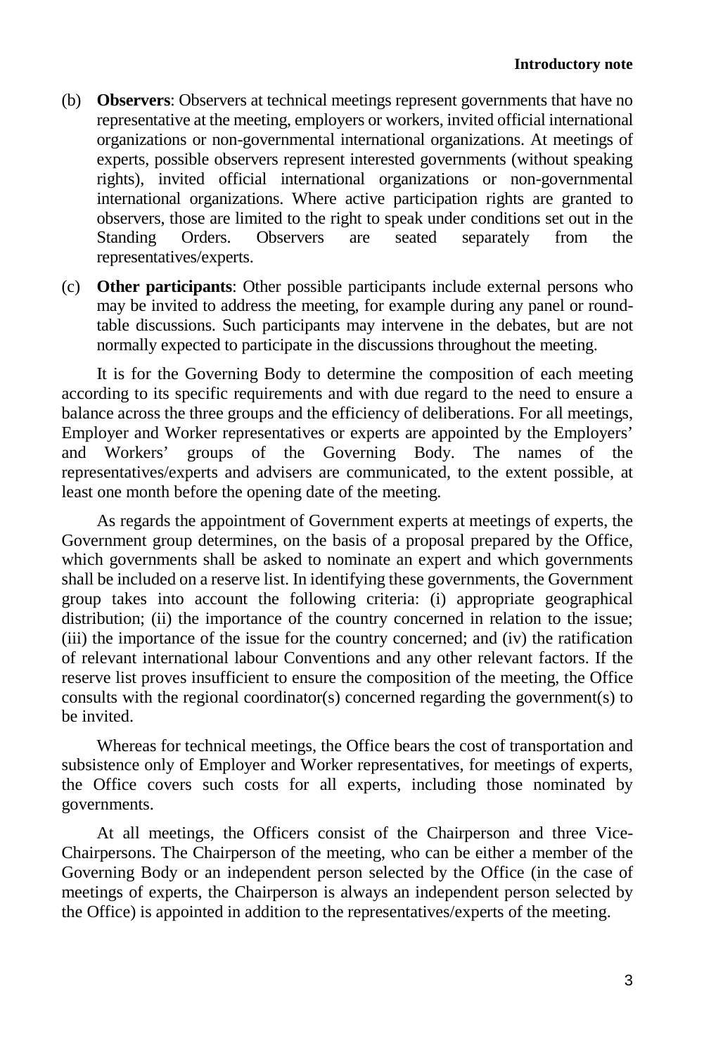(b) **Observers**: Observers at technical meetings represent governments that have no representative at the meeting, employers or workers, invited official international organizations or non-governmental international organizations. At meetings of experts, possible observers represent interested governments (without speaking rights), invited official international organizations or non-governmental international organizations. Where active participation rights are granted to observers, those are limited to the right to speak under conditions set out in the Standing Orders. Observers are seated separately from the representatives/experts.

(c) **Other participants**: Other possible participants include external persons who may be invited to address the meeting, for example during any panel or round-table discussions. Such participants may intervene in the debates, but are not normally expected to participate in the discussions throughout the meeting.

It is for the Governing Body to determine the composition of each meeting according to its specific requirements and with due regard to the need to ensure a balance across the three groups and the efficiency of deliberations. For all meetings, Employer and Worker representatives or experts are appointed by the Employers' and Workers' groups of the Governing Body. The names of the representatives/experts and advisers are communicated, to the extent possible, at least one month before the opening date of the meeting.

As regards the appointment of Government experts at meetings of experts, the Government group determines, on the basis of a proposal prepared by the Office, which governments shall be asked to nominate an expert and which governments shall be included on a reserve list. In identifying these governments, the Government group takes into account the following criteria: (i) appropriate geographical distribution; (ii) the importance of the country concerned in relation to the issue; (iii) the importance of the issue for the country concerned; and (iv) the ratification of relevant international labour Conventions and any other relevant factors. If the reserve list proves insufficient to ensure the composition of the meeting, the Office consults with the regional coordinator(s) concerned regarding the government(s) to be invited.

Whereas for technical meetings, the Office bears the cost of transportation and subsistence only of Employer and Worker representatives, for meetings of experts, the Office covers such costs for all experts, including those nominated by governments.

At all meetings, the Officers consist of the Chairperson and three Vice-Chairpersons. The Chairperson of the meeting, who can be either a member of the Governing Body or an independent person selected by the Office (in the case of meetings of experts, the Chairperson is always an independent person selected by the Office) is appointed in addition to the representatives/experts of the meeting.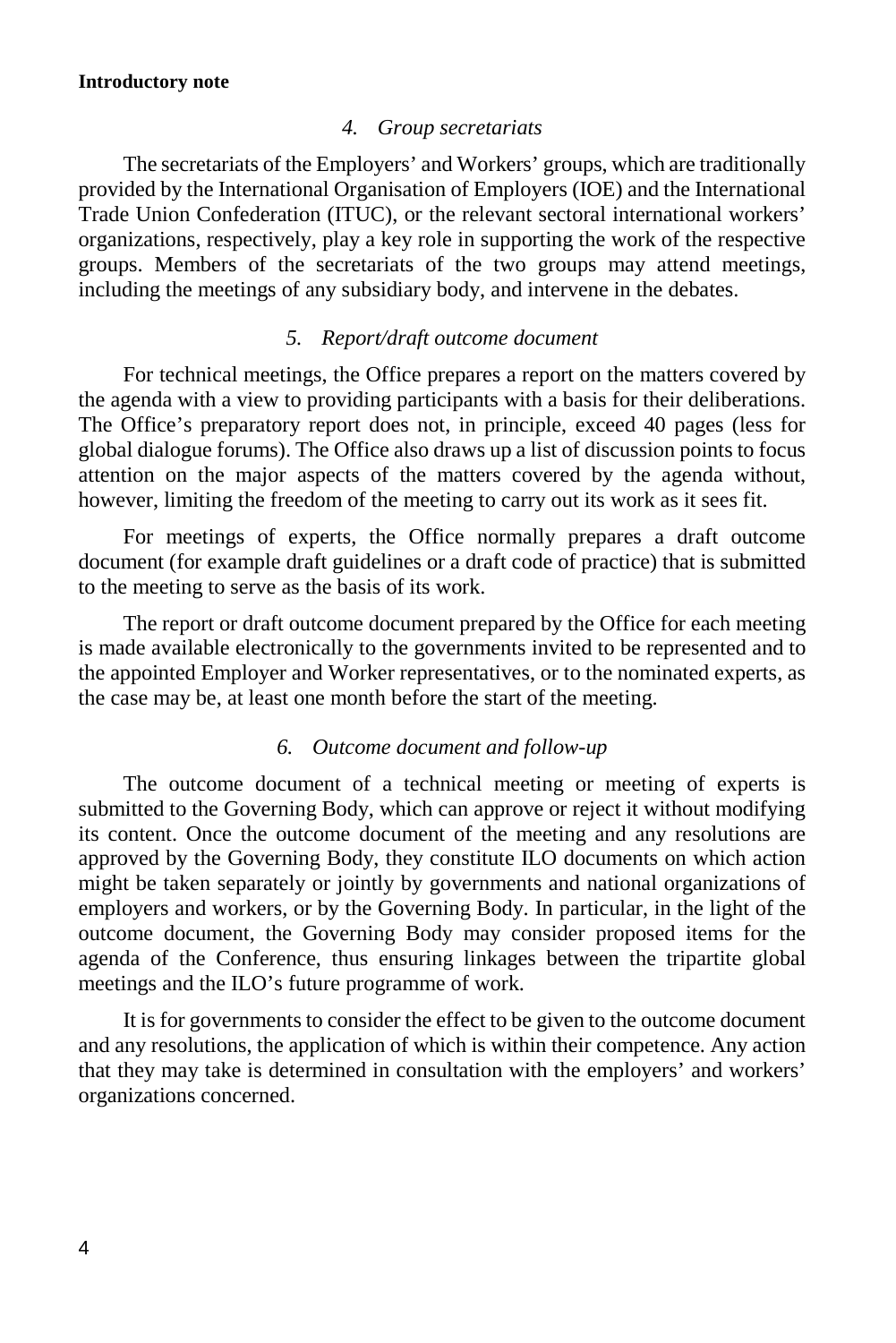### *4. Group secretariats*

The secretariats of the Employers' and Workers' groups, which are traditionally provided by the International Organisation of Employers (IOE) and the International Trade Union Confederation (ITUC), or the relevant sectoral international workers' organizations, respectively, play a key role in supporting the work of the respective groups. Members of the secretariats of the two groups may attend meetings, including the meetings of any subsidiary body, and intervene in the debates.

### *5. Report/draft outcome document*

For technical meetings, the Office prepares a report on the matters covered by the agenda with a view to providing participants with a basis for their deliberations. The Office's preparatory report does not, in principle, exceed 40 pages (less for global dialogue forums). The Office also draws up a list of discussion points to focus attention on the major aspects of the matters covered by the agenda without, however, limiting the freedom of the meeting to carry out its work as it sees fit.

For meetings of experts, the Office normally prepares a draft outcome document (for example draft guidelines or a draft code of practice) that is submitted to the meeting to serve as the basis of its work.

The report or draft outcome document prepared by the Office for each meeting is made available electronically to the governments invited to be represented and to the appointed Employer and Worker representatives, or to the nominated experts, as the case may be, at least one month before the start of the meeting.

### *6. Outcome document and follow-up*

The outcome document of a technical meeting or meeting of experts is submitted to the Governing Body, which can approve or reject it without modifying its content. Once the outcome document of the meeting and any resolutions are approved by the Governing Body, they constitute ILO documents on which action might be taken separately or jointly by governments and national organizations of employers and workers, or by the Governing Body. In particular, in the light of the outcome document, the Governing Body may consider proposed items for the agenda of the Conference, thus ensuring linkages between the tripartite global meetings and the ILO's future programme of work.

It is for governments to consider the effect to be given to the outcome document and any resolutions, the application of which is within their competence. Any action that they may take is determined in consultation with the employers' and workers' organizations concerned.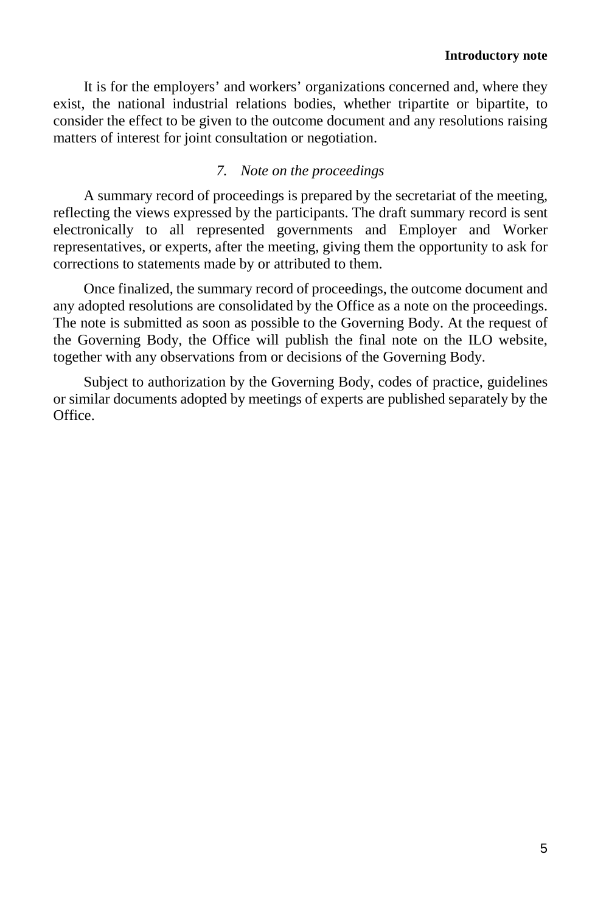It is for the employers' and workers' organizations concerned and, where they exist, the national industrial relations bodies, whether tripartite or bipartite, to consider the effect to be given to the outcome document and any resolutions raising matters of interest for joint consultation or negotiation.

### *7. Note on the proceedings*

A summary record of proceedings is prepared by the secretariat of the meeting, reflecting the views expressed by the participants. The draft summary record is sent electronically to all represented governments and Employer and Worker representatives, or experts, after the meeting, giving them the opportunity to ask for corrections to statements made by or attributed to them.

Once finalized, the summary record of proceedings, the outcome document and any adopted resolutions are consolidated by the Office as a note on the proceedings. The note is submitted as soon as possible to the Governing Body. At the request of the Governing Body, the Office will publish the final note on the ILO website, together with any observations from or decisions of the Governing Body.

Subject to authorization by the Governing Body, codes of practice, guidelines or similar documents adopted by meetings of experts are published separately by the Office.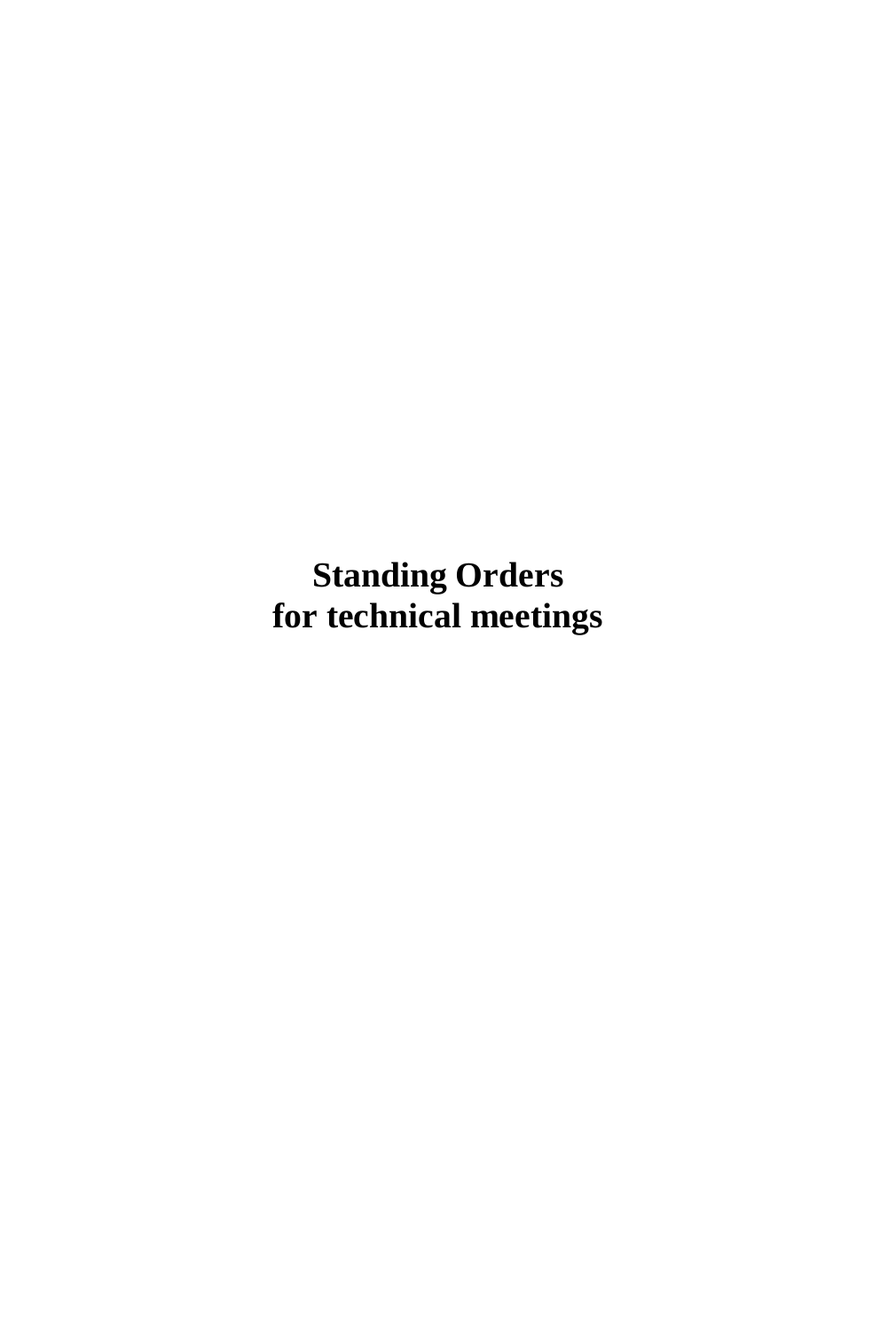# Standing Orders
# for technical meetings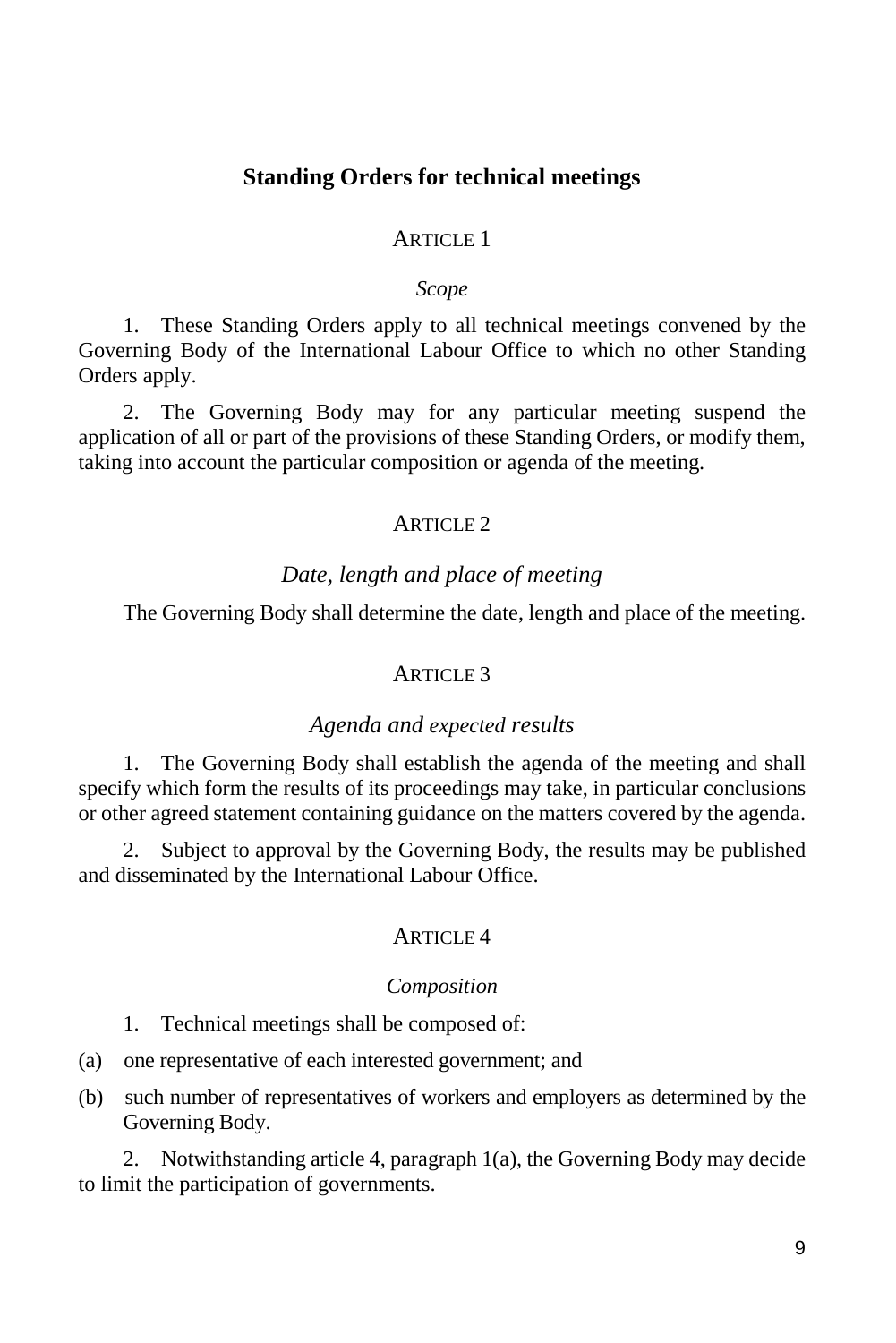## Standing Orders for technical meetings

### ARTICLE 1

*Scope*

1. These Standing Orders apply to all technical meetings convened by the Governing Body of the International Labour Office to which no other Standing Orders apply.

2. The Governing Body may for any particular meeting suspend the application of all or part of the provisions of these Standing Orders, or modify them, taking into account the particular composition or agenda of the meeting.

### ARTICLE 2

*Date, length and place of meeting*

The Governing Body shall determine the date, length and place of the meeting.

### ARTICLE 3

*Agenda and expected results*

1. The Governing Body shall establish the agenda of the meeting and shall specify which form the results of its proceedings may take, in particular conclusions or other agreed statement containing guidance on the matters covered by the agenda.

2. Subject to approval by the Governing Body, the results may be published and disseminated by the International Labour Office.

### ARTICLE 4

*Composition*

1. Technical meetings shall be composed of:

(a) one representative of each interested government; and

(b) such number of representatives of workers and employers as determined by the Governing Body.

2. Notwithstanding article 4, paragraph 1(a), the Governing Body may decide to limit the participation of governments.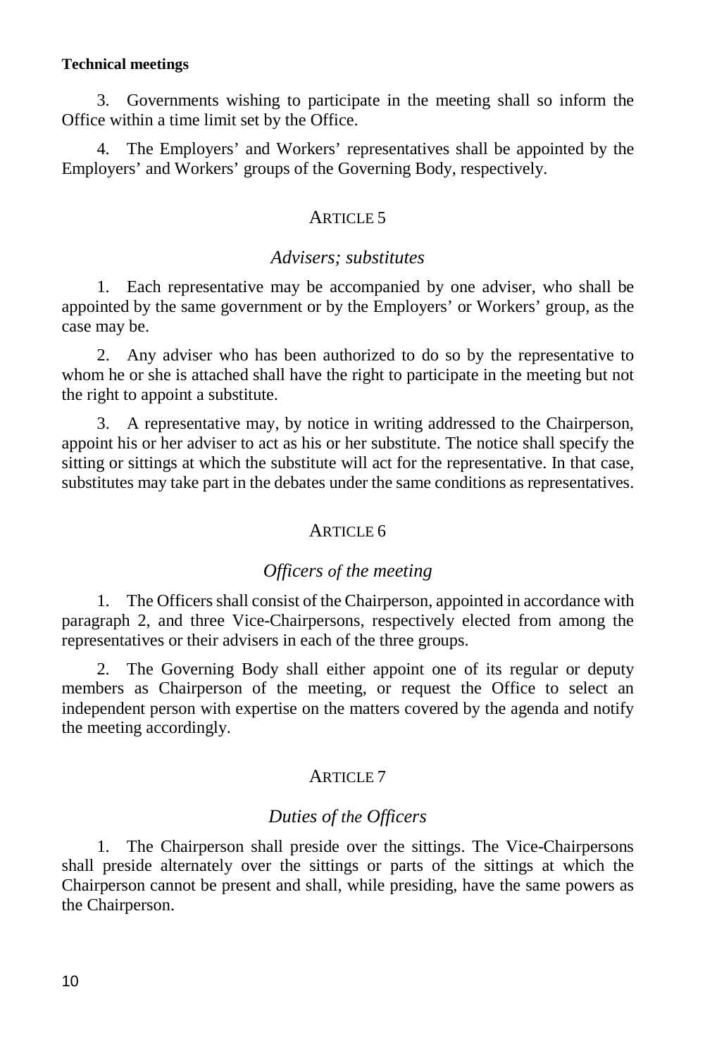3. Governments wishing to participate in the meeting shall so inform the Office within a time limit set by the Office.

4. The Employers' and Workers' representatives shall be appointed by the Employers' and Workers' groups of the Governing Body, respectively.

## ARTICLE 5

### *Advisers; substitutes*

1. Each representative may be accompanied by one adviser, who shall be appointed by the same government or by the Employers' or Workers' group, as the case may be.

2. Any adviser who has been authorized to do so by the representative to whom he or she is attached shall have the right to participate in the meeting but not the right to appoint a substitute.

3. A representative may, by notice in writing addressed to the Chairperson, appoint his or her adviser to act as his or her substitute. The notice shall specify the sitting or sittings at which the substitute will act for the representative. In that case, substitutes may take part in the debates under the same conditions as representatives.

## ARTICLE 6

### *Officers of the meeting*

1. The Officers shall consist of the Chairperson, appointed in accordance with paragraph 2, and three Vice-Chairpersons, respectively elected from among the representatives or their advisers in each of the three groups.

2. The Governing Body shall either appoint one of its regular or deputy members as Chairperson of the meeting, or request the Office to select an independent person with expertise on the matters covered by the agenda and notify the meeting accordingly.

## ARTICLE 7

### *Duties of the Officers*

1. The Chairperson shall preside over the sittings. The Vice-Chairpersons shall preside alternately over the sittings or parts of the sittings at which the Chairperson cannot be present and shall, while presiding, have the same powers as the Chairperson.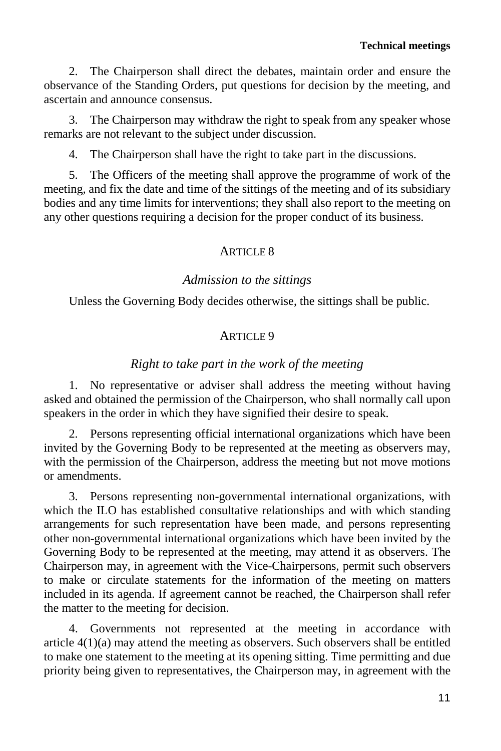2. The Chairperson shall direct the debates, maintain order and ensure the observance of the Standing Orders, put questions for decision by the meeting, and ascertain and announce consensus.

3. The Chairperson may withdraw the right to speak from any speaker whose remarks are not relevant to the subject under discussion.

4. The Chairperson shall have the right to take part in the discussions.

5. The Officers of the meeting shall approve the programme of work of the meeting, and fix the date and time of the sittings of the meeting and of its subsidiary bodies and any time limits for interventions; they shall also report to the meeting on any other questions requiring a decision for the proper conduct of its business.

## ARTICLE 8

### *Admission to the sittings*

Unless the Governing Body decides otherwise, the sittings shall be public.

## ARTICLE 9

### *Right to take part in the work of the meeting*

1. No representative or adviser shall address the meeting without having asked and obtained the permission of the Chairperson, who shall normally call upon speakers in the order in which they have signified their desire to speak.

2. Persons representing official international organizations which have been invited by the Governing Body to be represented at the meeting as observers may, with the permission of the Chairperson, address the meeting but not move motions or amendments.

3. Persons representing non-governmental international organizations, with which the ILO has established consultative relationships and with which standing arrangements for such representation have been made, and persons representing other non-governmental international organizations which have been invited by the Governing Body to be represented at the meeting, may attend it as observers. The Chairperson may, in agreement with the Vice-Chairpersons, permit such observers to make or circulate statements for the information of the meeting on matters included in its agenda. If agreement cannot be reached, the Chairperson shall refer the matter to the meeting for decision.

4. Governments not represented at the meeting in accordance with article 4(1)(a) may attend the meeting as observers. Such observers shall be entitled to make one statement to the meeting at its opening sitting. Time permitting and due priority being given to representatives, the Chairperson may, in agreement with the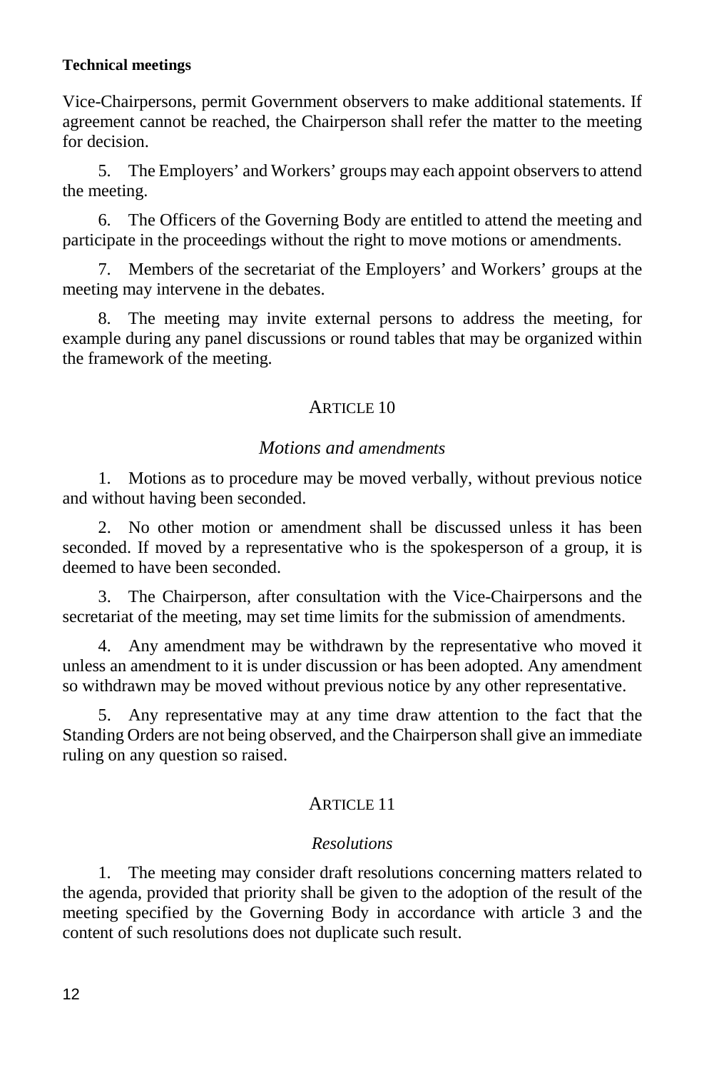Vice-Chairpersons, permit Government observers to make additional statements. If agreement cannot be reached, the Chairperson shall refer the matter to the meeting for decision.

5. The Employers' and Workers' groups may each appoint observers to attend the meeting.

6. The Officers of the Governing Body are entitled to attend the meeting and participate in the proceedings without the right to move motions or amendments.

7. Members of the secretariat of the Employers' and Workers' groups at the meeting may intervene in the debates.

8. The meeting may invite external persons to address the meeting, for example during any panel discussions or round tables that may be organized within the framework of the meeting.

## ARTICLE 10

### *Motions and amendments*

1. Motions as to procedure may be moved verbally, without previous notice and without having been seconded.

2. No other motion or amendment shall be discussed unless it has been seconded. If moved by a representative who is the spokesperson of a group, it is deemed to have been seconded.

3. The Chairperson, after consultation with the Vice-Chairpersons and the secretariat of the meeting, may set time limits for the submission of amendments.

4. Any amendment may be withdrawn by the representative who moved it unless an amendment to it is under discussion or has been adopted. Any amendment so withdrawn may be moved without previous notice by any other representative.

5. Any representative may at any time draw attention to the fact that the Standing Orders are not being observed, and the Chairperson shall give an immediate ruling on any question so raised.

## ARTICLE 11

### *Resolutions*

1. The meeting may consider draft resolutions concerning matters related to the agenda, provided that priority shall be given to the adoption of the result of the meeting specified by the Governing Body in accordance with article 3 and the content of such resolutions does not duplicate such result.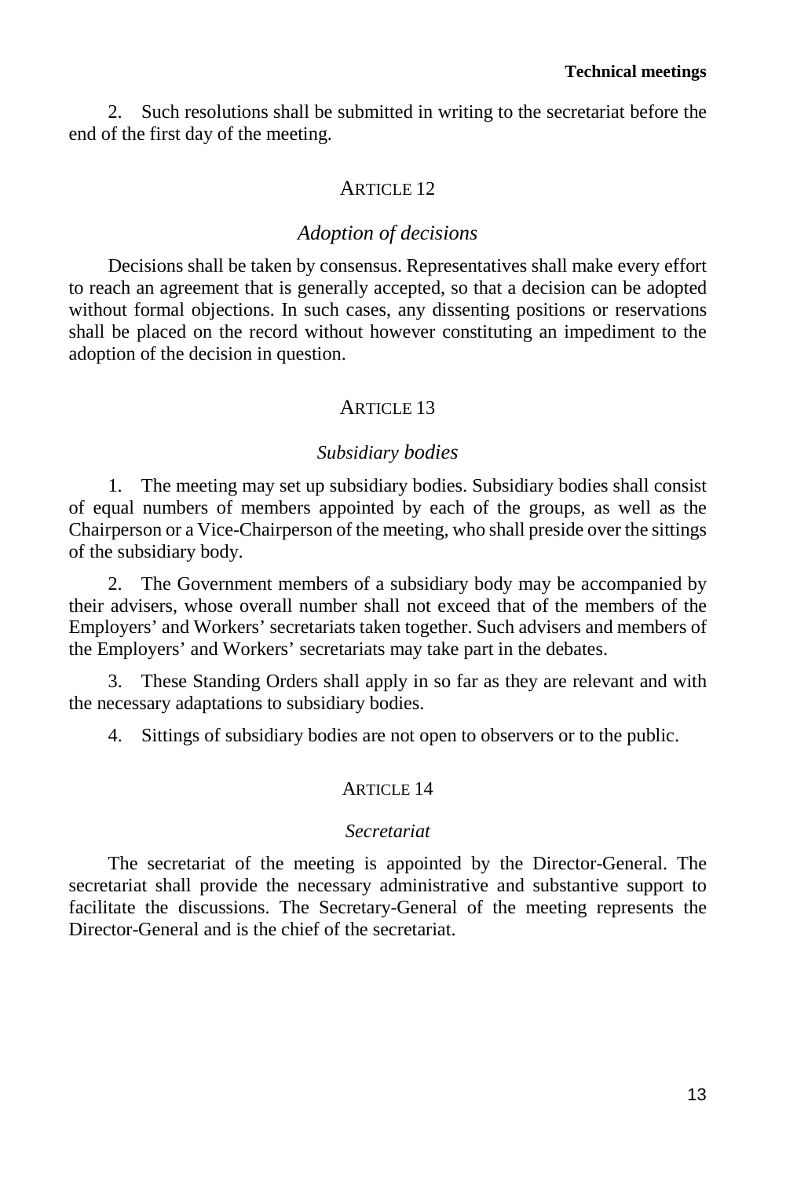2. Such resolutions shall be submitted in writing to the secretariat before the end of the first day of the meeting.

### ARTICLE 12

*Adoption of decisions*

Decisions shall be taken by consensus. Representatives shall make every effort to reach an agreement that is generally accepted, so that a decision can be adopted without formal objections. In such cases, any dissenting positions or reservations shall be placed on the record without however constituting an impediment to the adoption of the decision in question.

### ARTICLE 13

*Subsidiary bodies*

1. The meeting may set up subsidiary bodies. Subsidiary bodies shall consist of equal numbers of members appointed by each of the groups, as well as the Chairperson or a Vice-Chairperson of the meeting, who shall preside over the sittings of the subsidiary body.

2. The Government members of a subsidiary body may be accompanied by their advisers, whose overall number shall not exceed that of the members of the Employers' and Workers' secretariats taken together. Such advisers and members of the Employers' and Workers' secretariats may take part in the debates.

3. These Standing Orders shall apply in so far as they are relevant and with the necessary adaptations to subsidiary bodies.

4. Sittings of subsidiary bodies are not open to observers or to the public.

### ARTICLE 14

*Secretariat*

The secretariat of the meeting is appointed by the Director-General. The secretariat shall provide the necessary administrative and substantive support to facilitate the discussions. The Secretary-General of the meeting represents the Director-General and is the chief of the secretariat.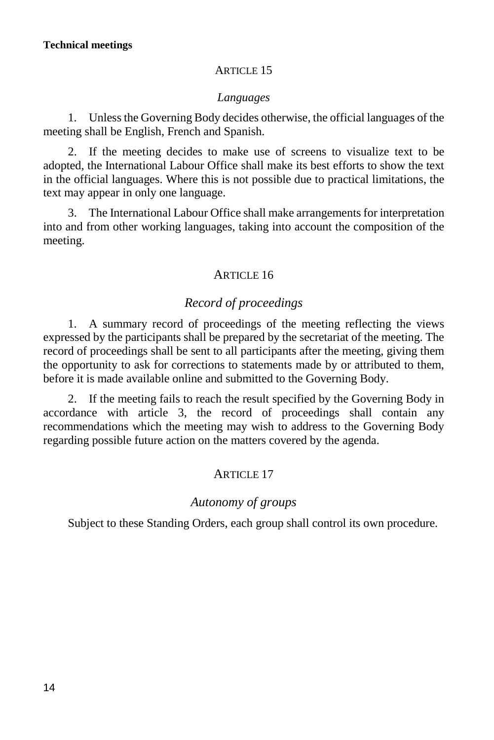**Technical meetings**

## ARTICLE 15

### *Languages*

1. Unless the Governing Body decides otherwise, the official languages of the meeting shall be English, French and Spanish.

2. If the meeting decides to make use of screens to visualize text to be adopted, the International Labour Office shall make its best efforts to show the text in the official languages. Where this is not possible due to practical limitations, the text may appear in only one language.

3. The International Labour Office shall make arrangements for interpretation into and from other working languages, taking into account the composition of the meeting.

## ARTICLE 16

### *Record of proceedings*

1. A summary record of proceedings of the meeting reflecting the views expressed by the participants shall be prepared by the secretariat of the meeting. The record of proceedings shall be sent to all participants after the meeting, giving them the opportunity to ask for corrections to statements made by or attributed to them, before it is made available online and submitted to the Governing Body.

2. If the meeting fails to reach the result specified by the Governing Body in accordance with article 3, the record of proceedings shall contain any recommendations which the meeting may wish to address to the Governing Body regarding possible future action on the matters covered by the agenda.

## ARTICLE 17

### *Autonomy of groups*

Subject to these Standing Orders, each group shall control its own procedure.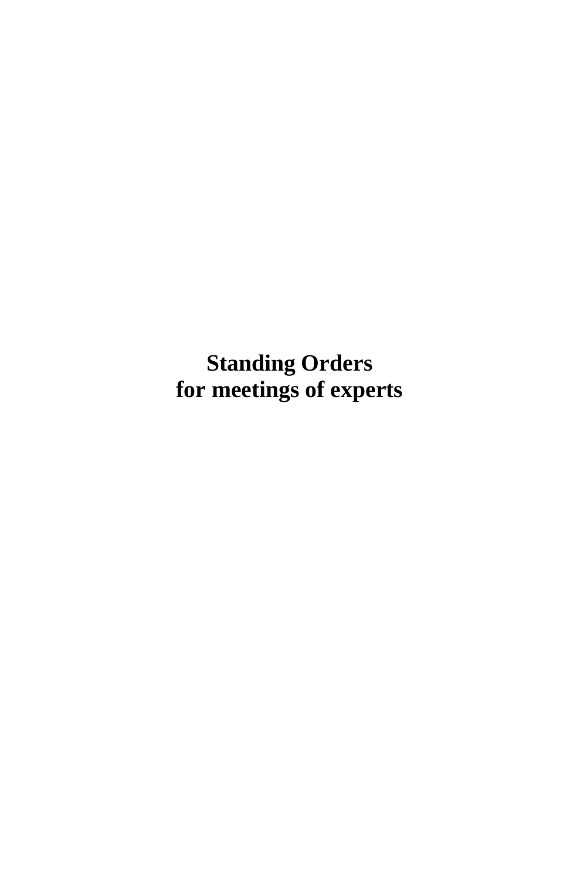# Standing Orders for meetings of experts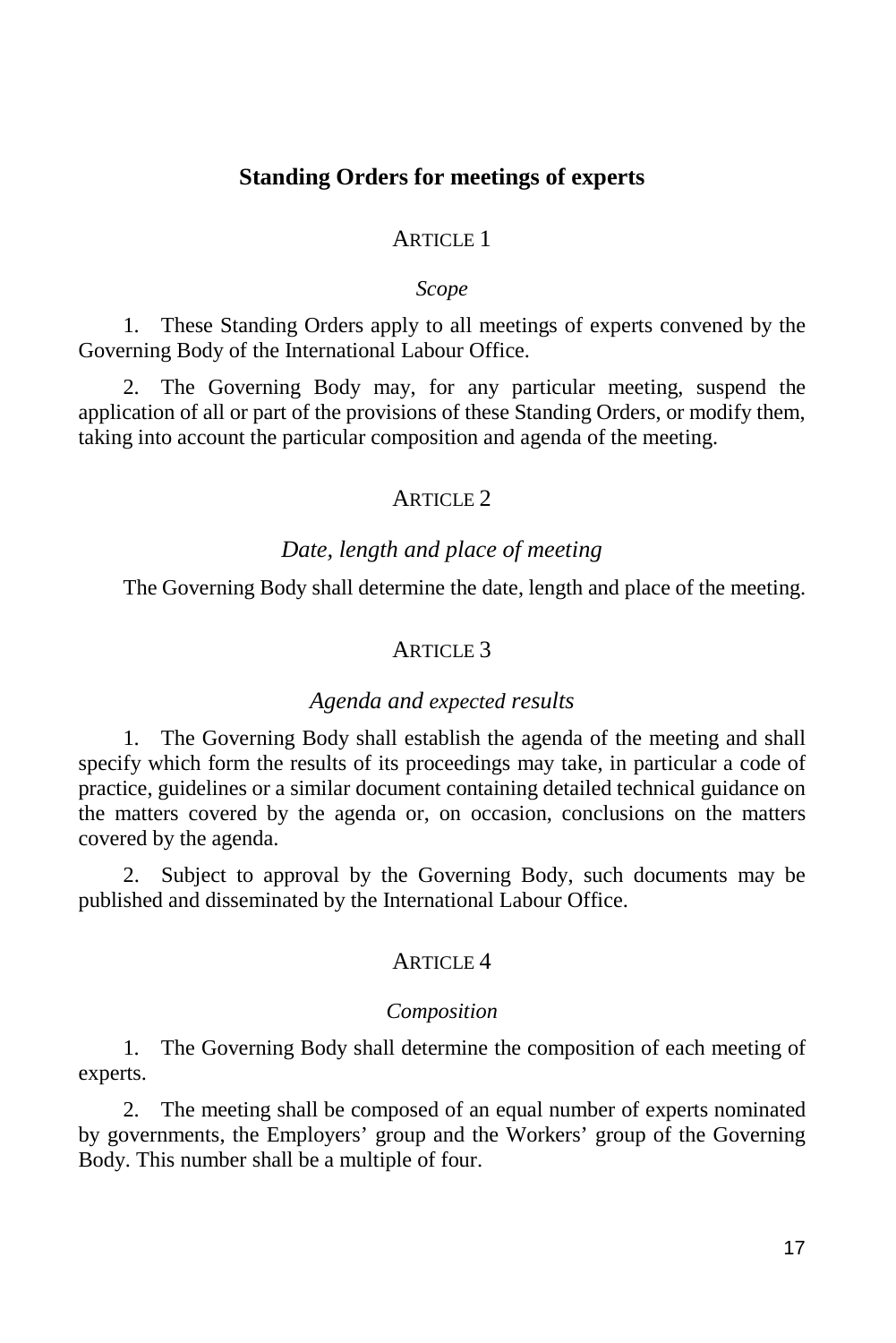## Standing Orders for meetings of experts

### Article 1

*Scope*

1. These Standing Orders apply to all meetings of experts convened by the Governing Body of the International Labour Office.

2. The Governing Body may, for any particular meeting, suspend the application of all or part of the provisions of these Standing Orders, or modify them, taking into account the particular composition and agenda of the meeting.

### Article 2

*Date, length and place of meeting*

The Governing Body shall determine the date, length and place of the meeting.

### Article 3

*Agenda and expected results*

1. The Governing Body shall establish the agenda of the meeting and shall specify which form the results of its proceedings may take, in particular a code of practice, guidelines or a similar document containing detailed technical guidance on the matters covered by the agenda or, on occasion, conclusions on the matters covered by the agenda.

2. Subject to approval by the Governing Body, such documents may be published and disseminated by the International Labour Office.

### Article 4

*Composition*

1. The Governing Body shall determine the composition of each meeting of experts.

2. The meeting shall be composed of an equal number of experts nominated by governments, the Employers' group and the Workers' group of the Governing Body. This number shall be a multiple of four.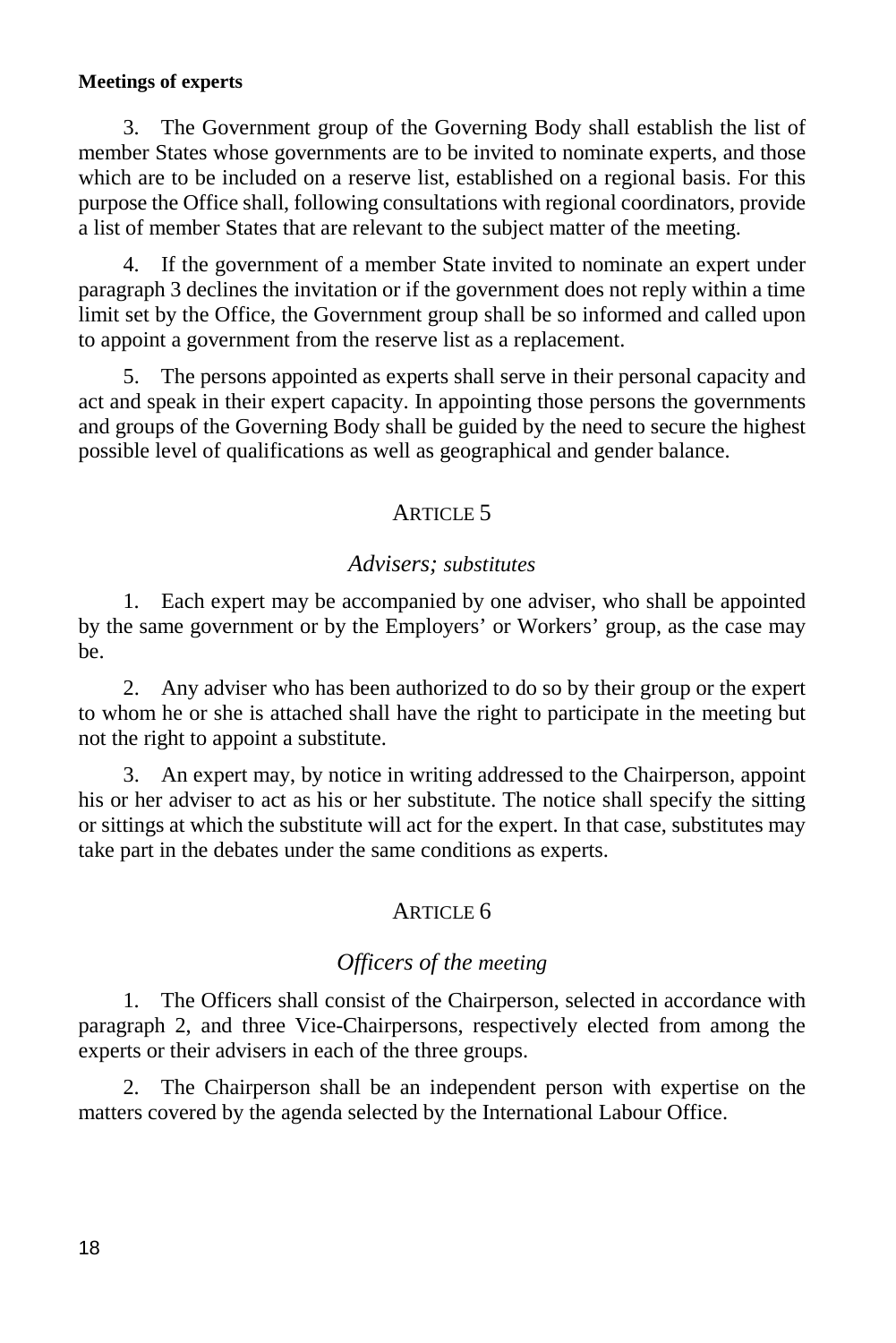**Meetings of experts**

3. The Government group of the Governing Body shall establish the list of member States whose governments are to be invited to nominate experts, and those which are to be included on a reserve list, established on a regional basis. For this purpose the Office shall, following consultations with regional coordinators, provide a list of member States that are relevant to the subject matter of the meeting.

4. If the government of a member State invited to nominate an expert under paragraph 3 declines the invitation or if the government does not reply within a time limit set by the Office, the Government group shall be so informed and called upon to appoint a government from the reserve list as a replacement.

5. The persons appointed as experts shall serve in their personal capacity and act and speak in their expert capacity. In appointing those persons the governments and groups of the Governing Body shall be guided by the need to secure the highest possible level of qualifications as well as geographical and gender balance.

## ARTICLE 5

### *Advisers; substitutes*

1. Each expert may be accompanied by one adviser, who shall be appointed by the same government or by the Employers' or Workers' group, as the case may be.

2. Any adviser who has been authorized to do so by their group or the expert to whom he or she is attached shall have the right to participate in the meeting but not the right to appoint a substitute.

3. An expert may, by notice in writing addressed to the Chairperson, appoint his or her adviser to act as his or her substitute. The notice shall specify the sitting or sittings at which the substitute will act for the expert. In that case, substitutes may take part in the debates under the same conditions as experts.

## ARTICLE 6

### *Officers of the meeting*

1. The Officers shall consist of the Chairperson, selected in accordance with paragraph 2, and three Vice-Chairpersons, respectively elected from among the experts or their advisers in each of the three groups.

2. The Chairperson shall be an independent person with expertise on the matters covered by the agenda selected by the International Labour Office.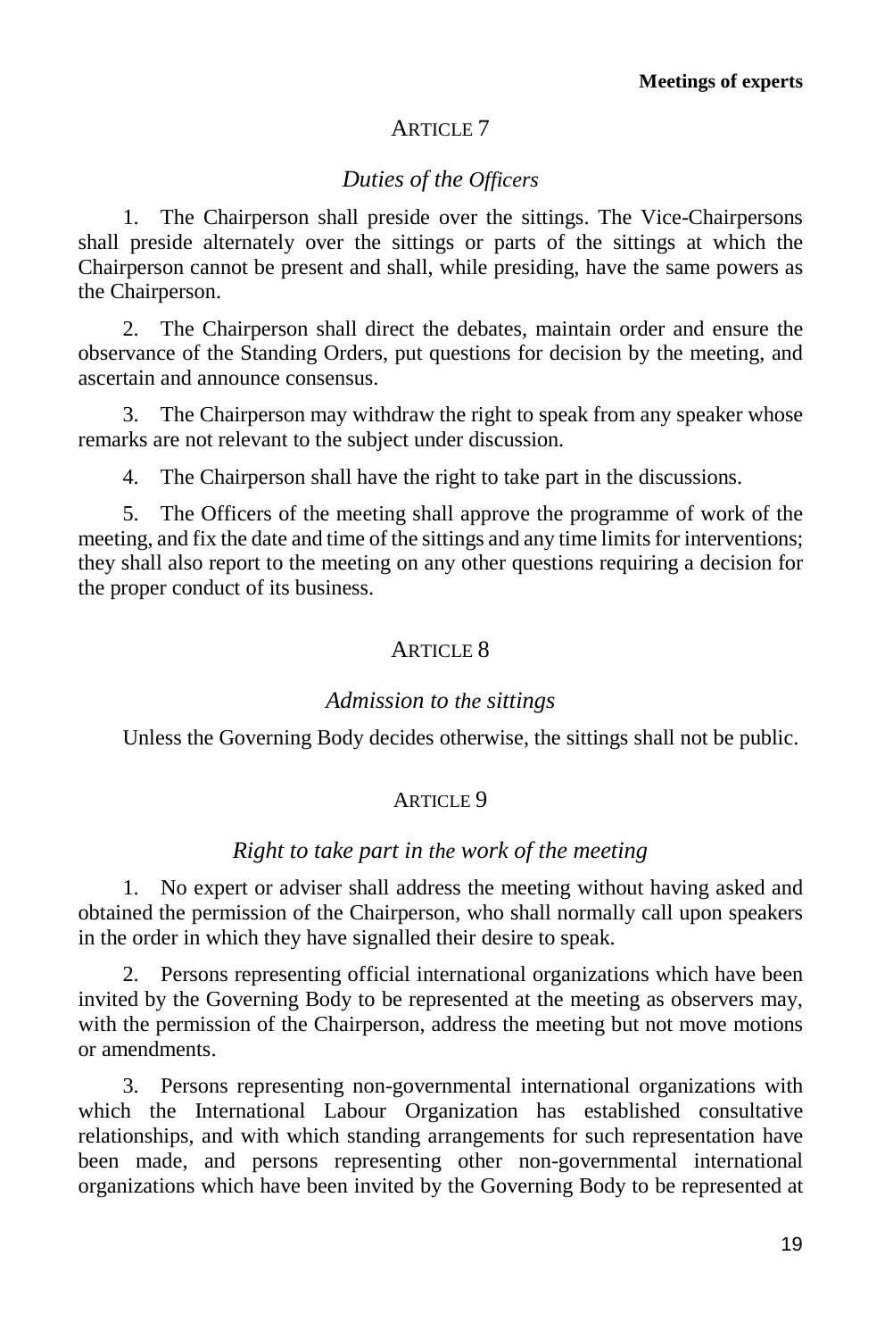## ARTICLE 7

### *Duties of the Officers*

1. The Chairperson shall preside over the sittings. The Vice-Chairpersons shall preside alternately over the sittings or parts of the sittings at which the Chairperson cannot be present and shall, while presiding, have the same powers as the Chairperson.

2. The Chairperson shall direct the debates, maintain order and ensure the observance of the Standing Orders, put questions for decision by the meeting, and ascertain and announce consensus.

3. The Chairperson may withdraw the right to speak from any speaker whose remarks are not relevant to the subject under discussion.

4. The Chairperson shall have the right to take part in the discussions.

5. The Officers of the meeting shall approve the programme of work of the meeting, and fix the date and time of the sittings and any time limits for interventions; they shall also report to the meeting on any other questions requiring a decision for the proper conduct of its business.

## ARTICLE 8

### *Admission to the sittings*

Unless the Governing Body decides otherwise, the sittings shall not be public.

## ARTICLE 9

### *Right to take part in the work of the meeting*

1. No expert or adviser shall address the meeting without having asked and obtained the permission of the Chairperson, who shall normally call upon speakers in the order in which they have signalled their desire to speak.

2. Persons representing official international organizations which have been invited by the Governing Body to be represented at the meeting as observers may, with the permission of the Chairperson, address the meeting but not move motions or amendments.

3. Persons representing non-governmental international organizations with which the International Labour Organization has established consultative relationships, and with which standing arrangements for such representation have been made, and persons representing other non-governmental international organizations which have been invited by the Governing Body to be represented at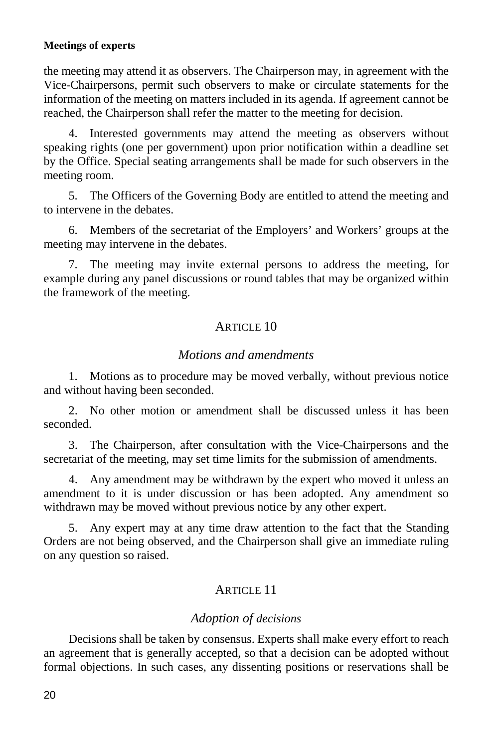the meeting may attend it as observers. The Chairperson may, in agreement with the Vice-Chairpersons, permit such observers to make or circulate statements for the information of the meeting on matters included in its agenda. If agreement cannot be reached, the Chairperson shall refer the matter to the meeting for decision.

4. Interested governments may attend the meeting as observers without speaking rights (one per government) upon prior notification within a deadline set by the Office. Special seating arrangements shall be made for such observers in the meeting room.

5. The Officers of the Governing Body are entitled to attend the meeting and to intervene in the debates.

6. Members of the secretariat of the Employers' and Workers' groups at the meeting may intervene in the debates.

7. The meeting may invite external persons to address the meeting, for example during any panel discussions or round tables that may be organized within the framework of the meeting.

## ARTICLE 10

### *Motions and amendments*

1. Motions as to procedure may be moved verbally, without previous notice and without having been seconded.

2. No other motion or amendment shall be discussed unless it has been seconded.

3. The Chairperson, after consultation with the Vice-Chairpersons and the secretariat of the meeting, may set time limits for the submission of amendments.

4. Any amendment may be withdrawn by the expert who moved it unless an amendment to it is under discussion or has been adopted. Any amendment so withdrawn may be moved without previous notice by any other expert.

5. Any expert may at any time draw attention to the fact that the Standing Orders are not being observed, and the Chairperson shall give an immediate ruling on any question so raised.

## ARTICLE 11

### *Adoption of decisions*

Decisions shall be taken by consensus. Experts shall make every effort to reach an agreement that is generally accepted, so that a decision can be adopted without formal objections. In such cases, any dissenting positions or reservations shall be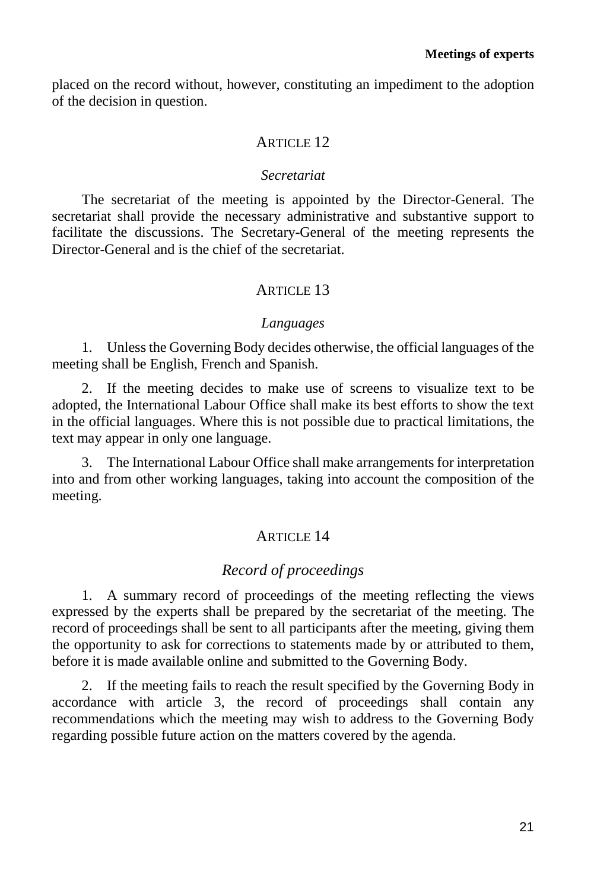placed on the record without, however, constituting an impediment to the adoption of the decision in question.

### ARTICLE 12

*Secretariat*

The secretariat of the meeting is appointed by the Director-General. The secretariat shall provide the necessary administrative and substantive support to facilitate the discussions. The Secretary-General of the meeting represents the Director-General and is the chief of the secretariat.

### ARTICLE 13

*Languages*

1. Unless the Governing Body decides otherwise, the official languages of the meeting shall be English, French and Spanish.

2. If the meeting decides to make use of screens to visualize text to be adopted, the International Labour Office shall make its best efforts to show the text in the official languages. Where this is not possible due to practical limitations, the text may appear in only one language.

3. The International Labour Office shall make arrangements for interpretation into and from other working languages, taking into account the composition of the meeting.

### ARTICLE 14

*Record of proceedings*

1. A summary record of proceedings of the meeting reflecting the views expressed by the experts shall be prepared by the secretariat of the meeting. The record of proceedings shall be sent to all participants after the meeting, giving them the opportunity to ask for corrections to statements made by or attributed to them, before it is made available online and submitted to the Governing Body.

2. If the meeting fails to reach the result specified by the Governing Body in accordance with article 3, the record of proceedings shall contain any recommendations which the meeting may wish to address to the Governing Body regarding possible future action on the matters covered by the agenda.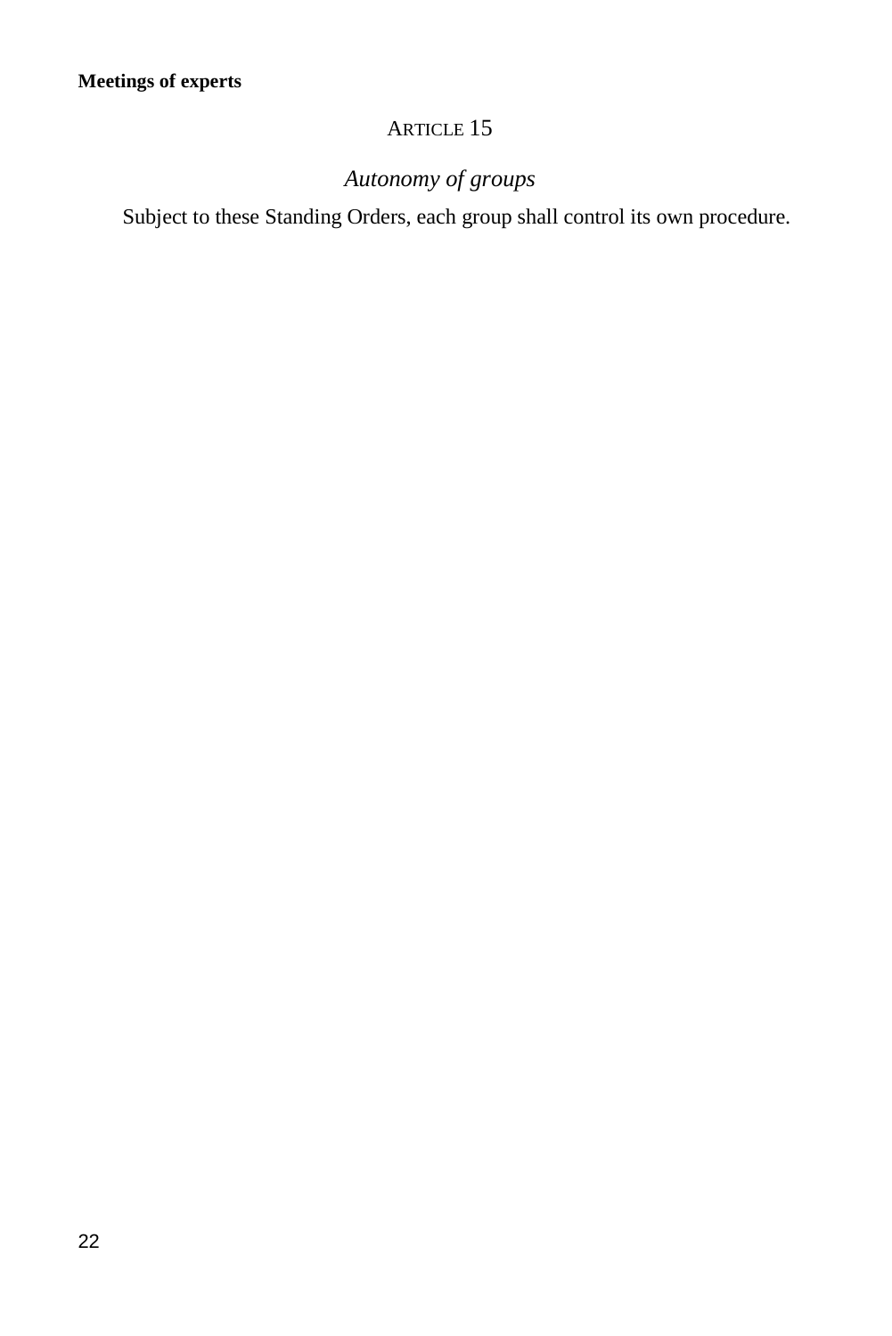**Meetings of experts**

## ARTICLE 15

*Autonomy of groups*

Subject to these Standing Orders, each group shall control its own procedure.